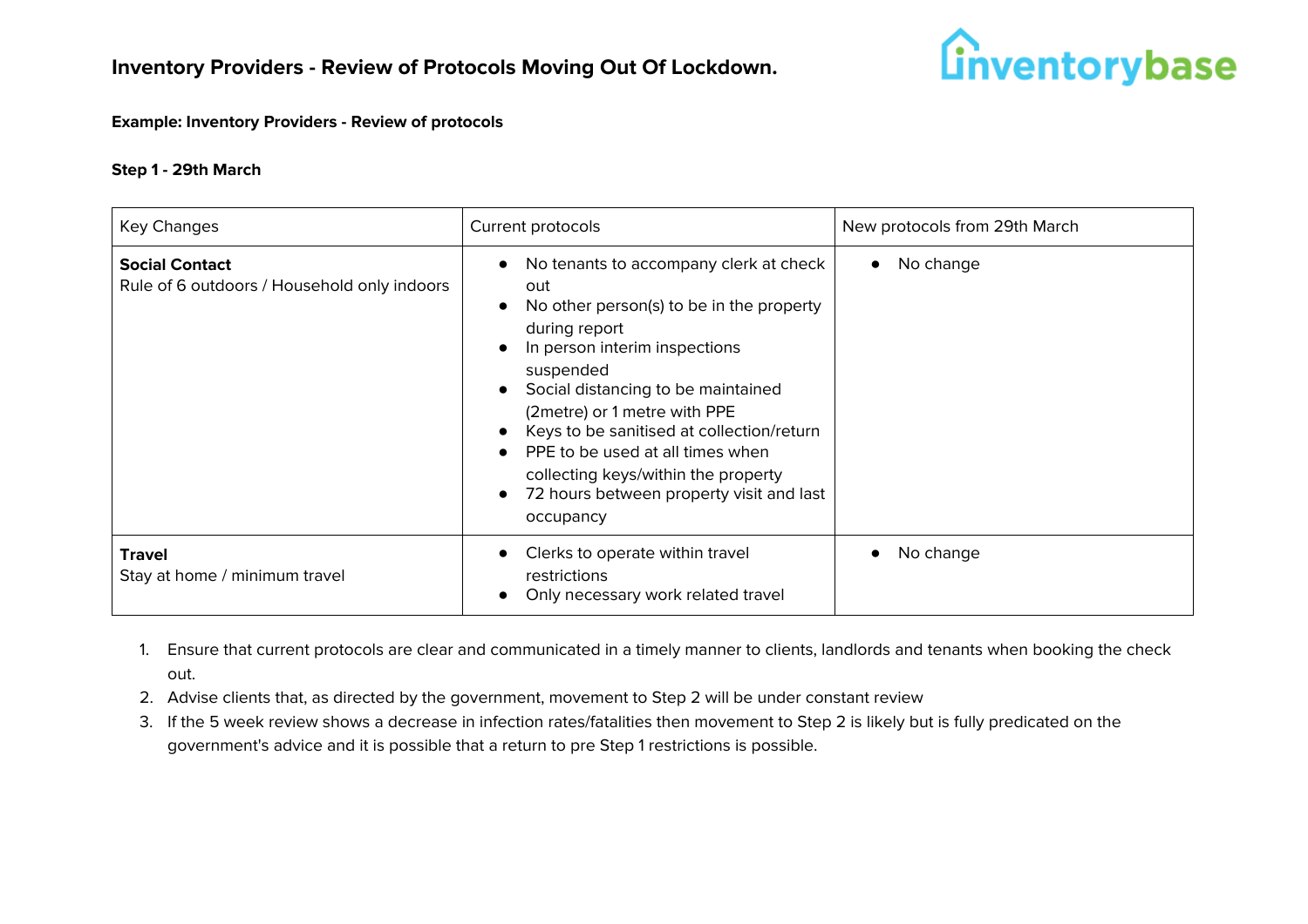# Inventory Providers - Review of Protocols Moving Out Of Lockdown.

**Example: Inventory Providers - Review of protocols**

**Step 1 - 29th March**

| Key Changes | Current protocols | New protocols from 29th March |
| --- | --- | --- |
| **Social Contact**<br>Rule of 6 outdoors / Household only indoors | • No tenants to accompany clerk at check out<br>• No other person(s) to be in the property during report<br>• In person interim inspections suspended<br>• Social distancing to be maintained (2metre) or 1 metre with PPE<br>• Keys to be sanitised at collection/return<br>• PPE to be used at all times when collecting keys/within the property<br>• 72 hours between property visit and last occupancy | • No change |
| **Travel**<br>Stay at home / minimum travel | • Clerks to operate within travel restrictions<br>• Only necessary work related travel | • No change |

1. Ensure that current protocols are clear and communicated in a timely manner to clients, landlords and tenants when booking the check out.
2. Advise clients that, as directed by the government, movement to Step 2 will be under constant review
3. If the 5 week review shows a decrease in infection rates/fatalities then movement to Step 2 is likely but is fully predicated on the government's advice and it is possible that a return to pre Step 1 restrictions is possible.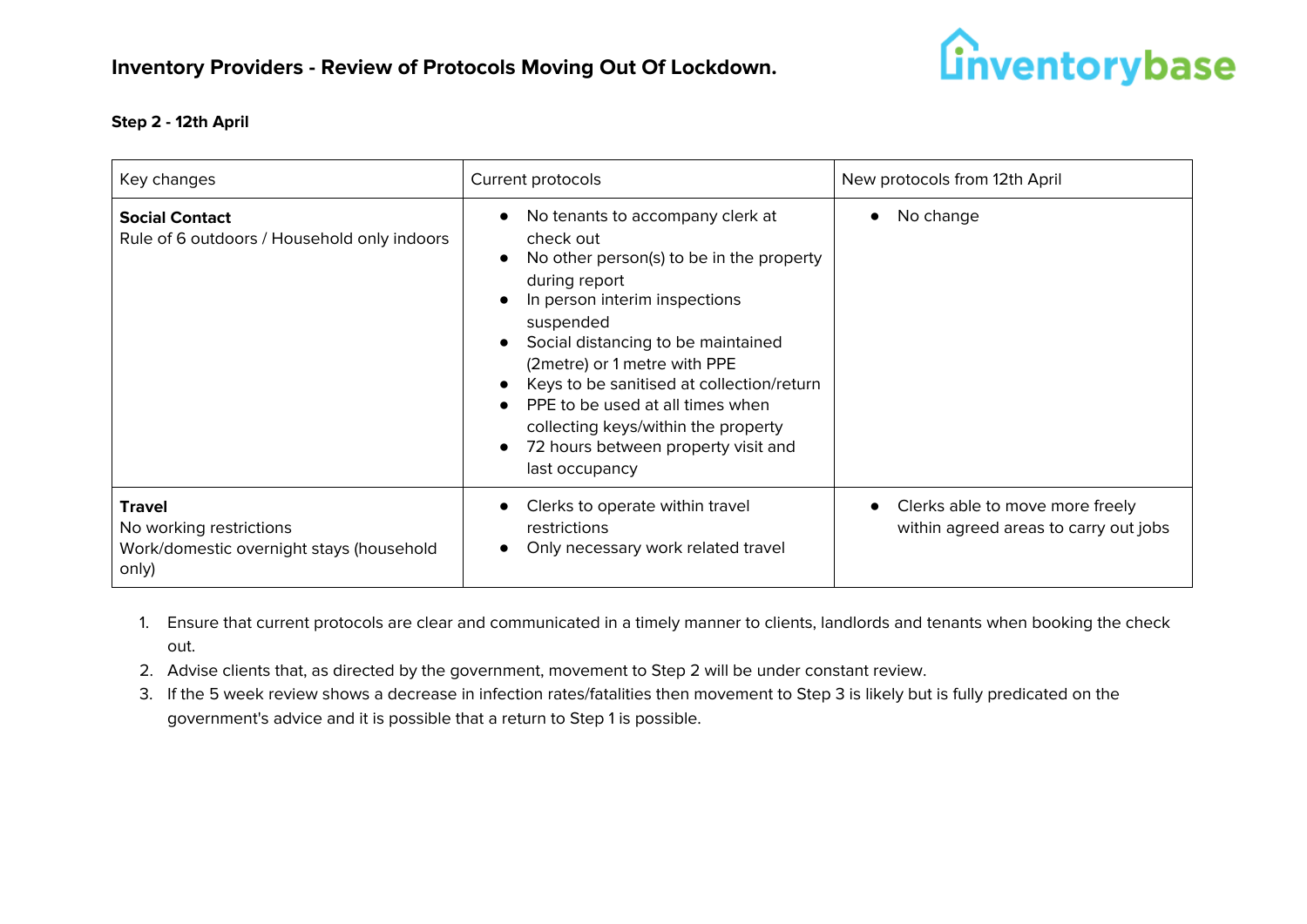## Inventory Providers - Review of Protocols Moving Out Of Lockdown.

**Step 2 - 12th April**

| Key changes | Current protocols | New protocols from 12th April |
|---|---|---|
| **Social Contact**<br>Rule of 6 outdoors / Household only indoors | • No tenants to accompany clerk at check out<br>• No other person(s) to be in the property during report<br>• In person interim inspections suspended<br>• Social distancing to be maintained (2metre) or 1 metre with PPE<br>• Keys to be sanitised at collection/return<br>• PPE to be used at all times when collecting keys/within the property<br>• 72 hours between property visit and last occupancy | • No change |
| **Travel**<br>No working restrictions<br>Work/domestic overnight stays (household only) | • Clerks to operate within travel restrictions<br>• Only necessary work related travel | • Clerks able to move more freely within agreed areas to carry out jobs |

1. Ensure that current protocols are clear and communicated in a timely manner to clients, landlords and tenants when booking the check out.
2. Advise clients that, as directed by the government, movement to Step 2 will be under constant review.
3. If the 5 week review shows a decrease in infection rates/fatalities then movement to Step 3 is likely but is fully predicated on the government's advice and it is possible that a return to Step 1 is possible.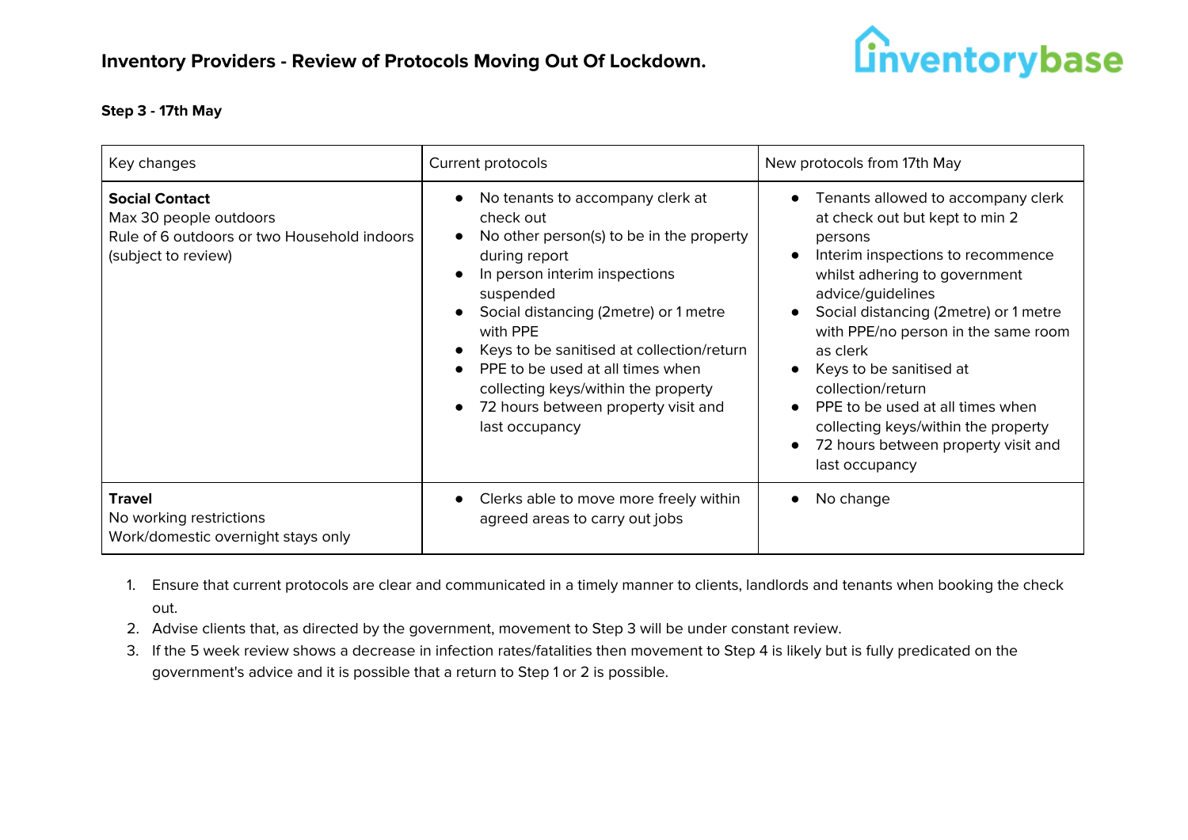## Inventory Providers - Review of Protocols Moving Out Of Lockdown.

### Step 3 - 17th May

| Key changes | Current protocols | New protocols from 17th May |
|---|---|---|
| **Social Contact**<br>Max 30 people outdoors<br>Rule of 6 outdoors or two Household indoors (subject to review) | • No tenants to accompany clerk at check out<br>• No other person(s) to be in the property during report<br>• In person interim inspections suspended<br>• Social distancing (2metre) or 1 metre with PPE<br>• Keys to be sanitised at collection/return<br>• PPE to be used at all times when collecting keys/within the property<br>• 72 hours between property visit and last occupancy | • Tenants allowed to accompany clerk at check out but kept to min 2 persons<br>• Interim inspections to recommence whilst adhering to government advice/guidelines<br>• Social distancing (2metre) or 1 metre with PPE/no person in the same room as clerk<br>• Keys to be sanitised at collection/return<br>• PPE to be used at all times when collecting keys/within the property<br>• 72 hours between property visit and last occupancy |
| **Travel**<br>No working restrictions<br>Work/domestic overnight stays only | • Clerks able to move more freely within agreed areas to carry out jobs | • No change |

1. Ensure that current protocols are clear and communicated in a timely manner to clients, landlords and tenants when booking the check out.
2. Advise clients that, as directed by the government, movement to Step 3 will be under constant review.
3. If the 5 week review shows a decrease in infection rates/fatalities then movement to Step 4 is likely but is fully predicated on the government's advice and it is possible that a return to Step 1 or 2 is possible.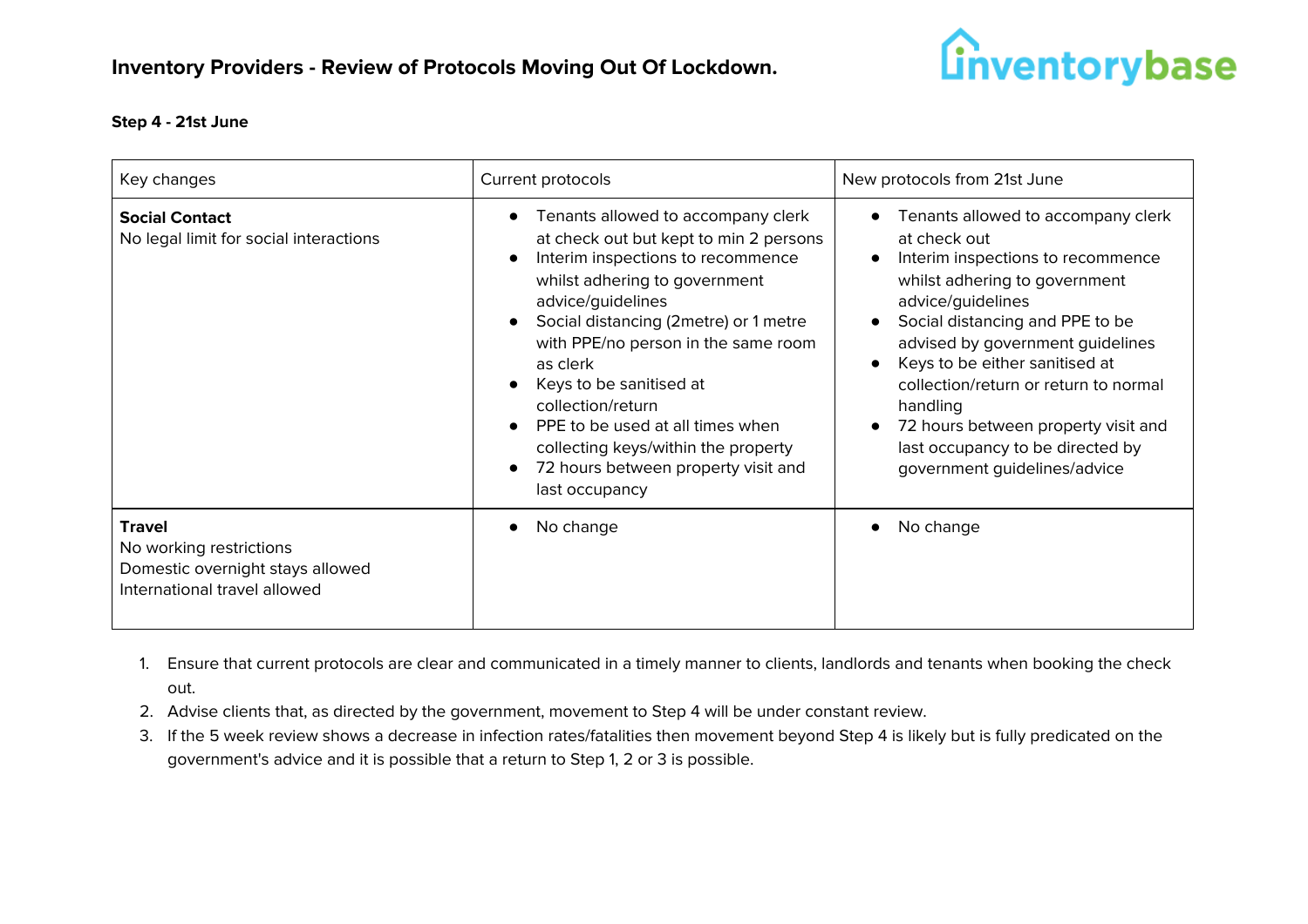## Inventory Providers - Review of Protocols Moving Out Of Lockdown.

**Step 4 - 21st June**

| Key changes | Current protocols | New protocols from 21st June |
|---|---|---|
| **Social Contact**<br>No legal limit for social interactions | • Tenants allowed to accompany clerk at check out but kept to min 2 persons<br>• Interim inspections to recommence whilst adhering to government advice/guidelines<br>• Social distancing (2metre) or 1 metre with PPE/no person in the same room as clerk<br>• Keys to be sanitised at collection/return<br>• PPE to be used at all times when collecting keys/within the property<br>• 72 hours between property visit and last occupancy | • Tenants allowed to accompany clerk at check out<br>• Interim inspections to recommence whilst adhering to government advice/guidelines<br>• Social distancing and PPE to be advised by government guidelines<br>• Keys to be either sanitised at collection/return or return to normal handling<br>• 72 hours between property visit and last occupancy to be directed by government guidelines/advice |
| **Travel**<br>No working restrictions<br>Domestic overnight stays allowed<br>International travel allowed | • No change | • No change |

1. Ensure that current protocols are clear and communicated in a timely manner to clients, landlords and tenants when booking the check out.
2. Advise clients that, as directed by the government, movement to Step 4 will be under constant review.
3. If the 5 week review shows a decrease in infection rates/fatalities then movement beyond Step 4 is likely but is fully predicated on the government's advice and it is possible that a return to Step 1, 2 or 3 is possible.